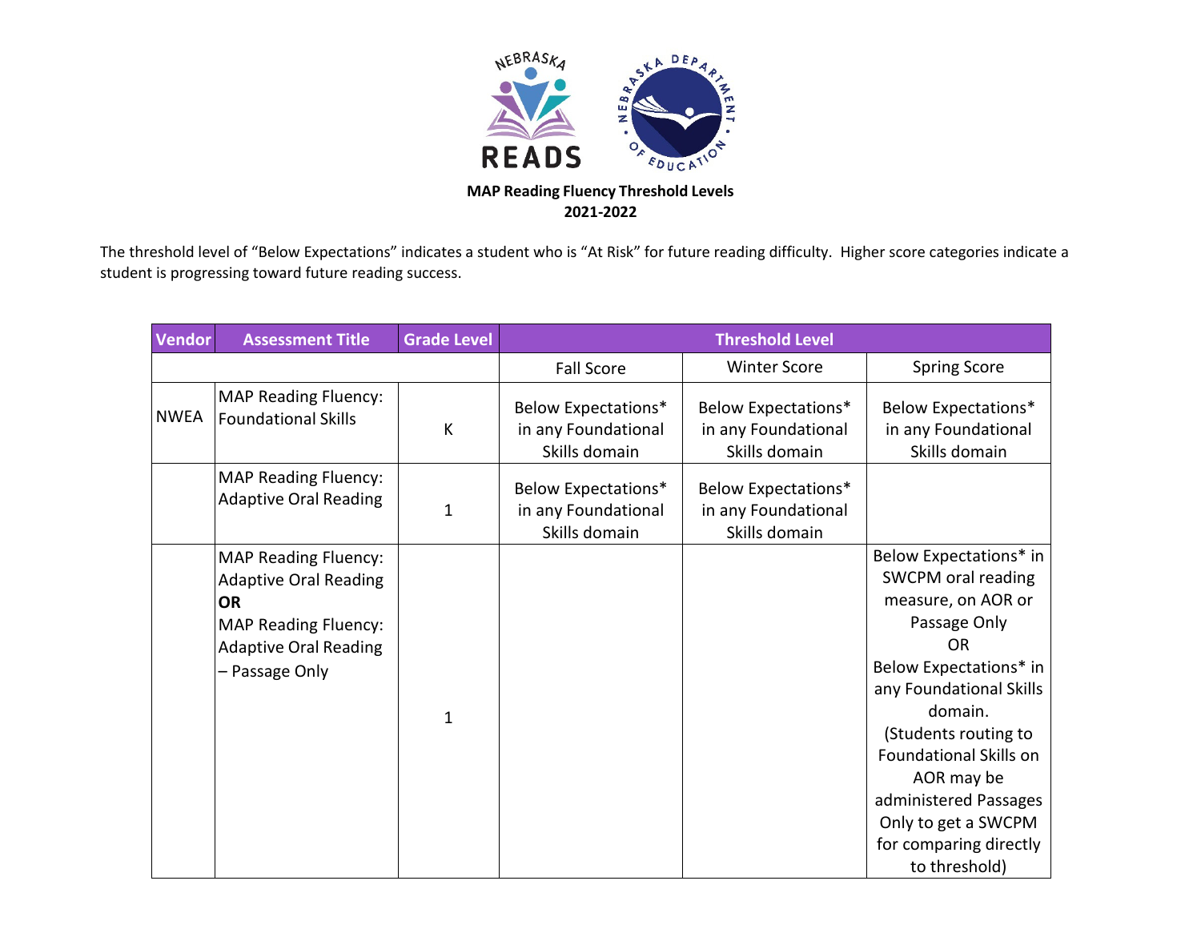**MAP Reading Fluency Threshold Levels**
**2021-2022**

The threshold level of "Below Expectations" indicates a student who is "At Risk" for future reading difficulty. Higher score categories indicate a student is progressing toward future reading success.

| Vendor | Assessment Title | Grade Level | Threshold Level | | |
|---|---|---|---|---|---|
| | | | Fall Score | Winter Score | Spring Score |
| NWEA | MAP Reading Fluency: Foundational Skills | K | Below Expectations* in any Foundational Skills domain | Below Expectations* in any Foundational Skills domain | Below Expectations* in any Foundational Skills domain |
| | MAP Reading Fluency: Adaptive Oral Reading | 1 | Below Expectations* in any Foundational Skills domain | Below Expectations* in any Foundational Skills domain | |
| | MAP Reading Fluency: Adaptive Oral Reading **OR** MAP Reading Fluency: Adaptive Oral Reading – Passage Only | 1 | | | Below Expectations* in SWCPM oral reading measure, on AOR or Passage Only OR Below Expectations* in any Foundational Skills domain. (Students routing to Foundational Skills on AOR may be administered Passages Only to get a SWCPM for comparing directly to threshold) |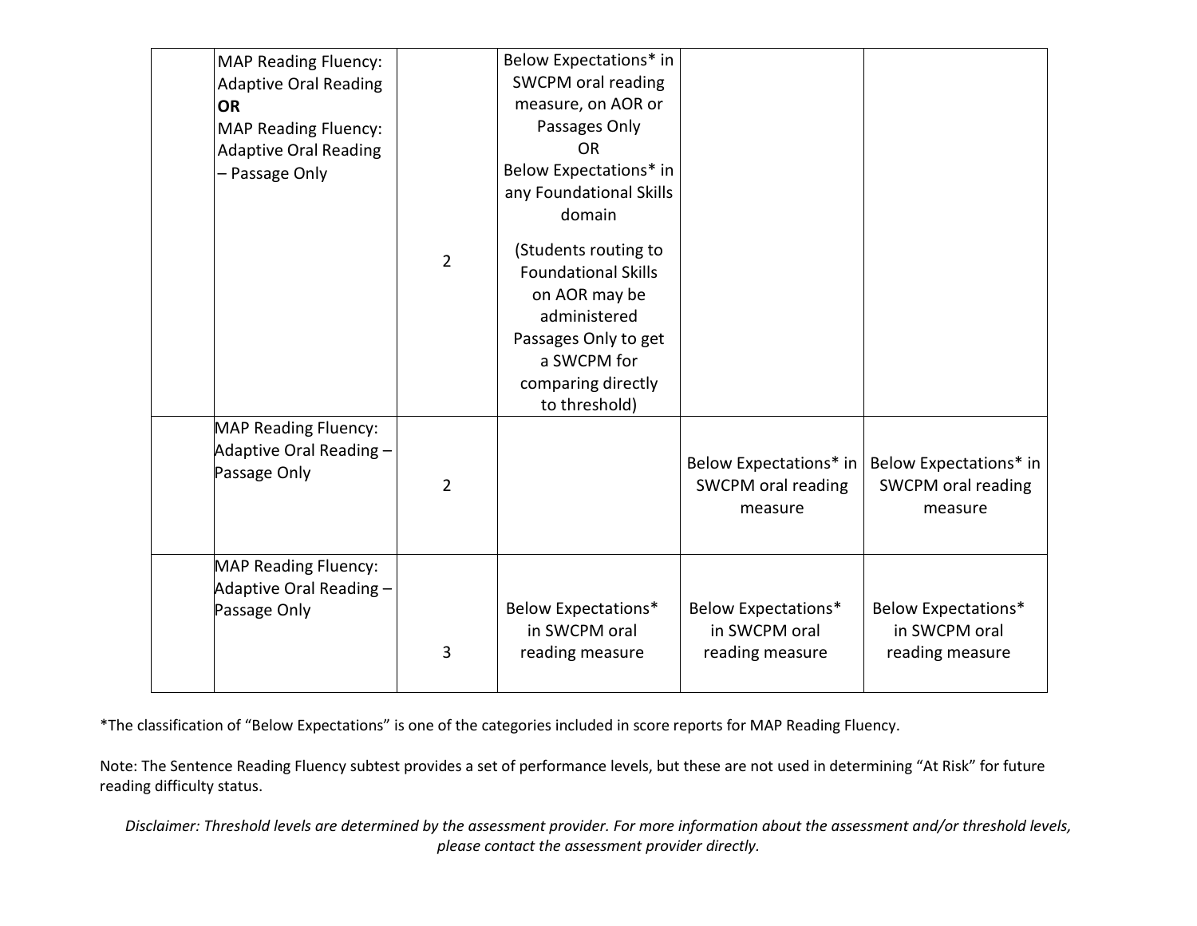| | | | | | |
|---|---|---|---|---|---|
| | MAP Reading Fluency: Adaptive Oral Reading **OR** MAP Reading Fluency: Adaptive Oral Reading – Passage Only | 2 | Below Expectations* in SWCPM oral reading measure, on AOR or Passages Only OR Below Expectations* in any Foundational Skills domain (Students routing to Foundational Skills on AOR may be administered Passages Only to get a SWCPM for comparing directly to threshold) | | |
| | MAP Reading Fluency: Adaptive Oral Reading – Passage Only | 2 | | Below Expectations* in SWCPM oral reading measure | Below Expectations* in SWCPM oral reading measure |
| | MAP Reading Fluency: Adaptive Oral Reading – Passage Only | 3 | Below Expectations* in SWCPM oral reading measure | Below Expectations* in SWCPM oral reading measure | Below Expectations* in SWCPM oral reading measure |

*The classification of "Below Expectations" is one of the categories included in score reports for MAP Reading Fluency.

Note: The Sentence Reading Fluency subtest provides a set of performance levels, but these are not used in determining "At Risk" for future reading difficulty status.

*Disclaimer: Threshold levels are determined by the assessment provider. For more information about the assessment and/or threshold levels, please contact the assessment provider directly.*